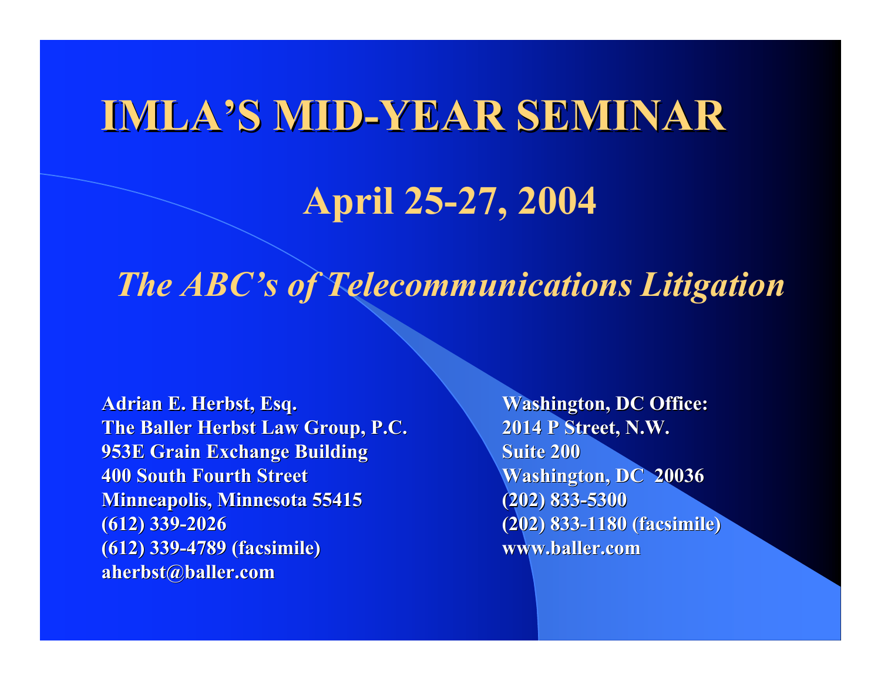# IMLA'S MID-YEAR SEMINAR

## April 25-27, 2004

## *The ABC's of Telecommunications Litigation*

**Adrian E. Herbst, Esq.**
**The Baller Herbst Law Group, P.C.**
**953E Grain Exchange Building**
**400 South Fourth Street**
**Minneapolis, Minnesota 55415**
**(612) 339-2026**
**(612) 339-4789 (facsimile)**
**aherbst@baller.com**

**Washington, DC Office:**
**2014 P Street, N.W.**
**Suite 200**
**Washington, DC 20036**
**(202) 833-5300**
**(202) 833-1180 (facsimile)**
**www.baller.com**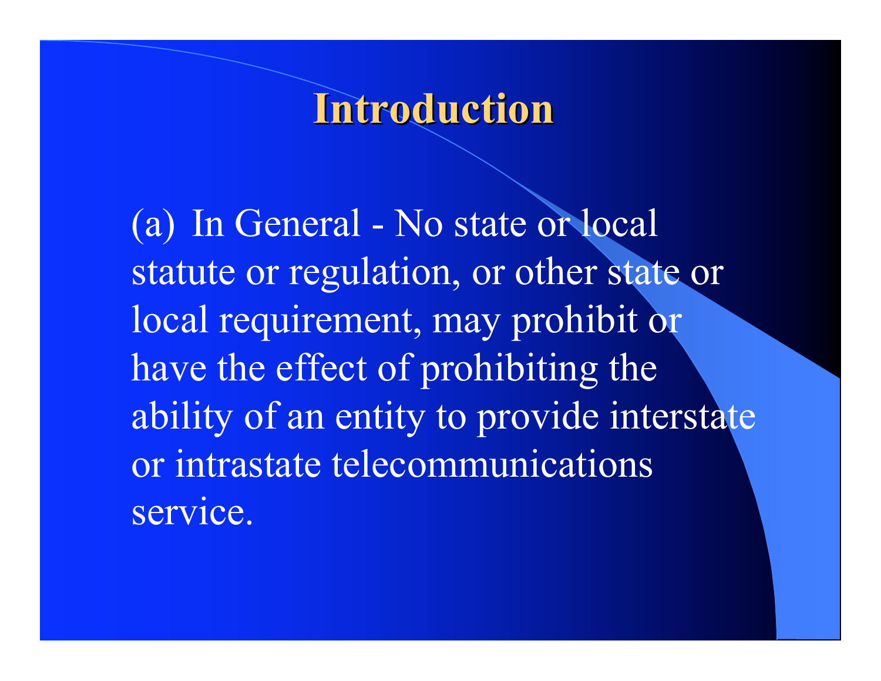# Introduction

(a) In General - No state or local statute or regulation, or other state or local requirement, may prohibit or have the effect of prohibiting the ability of an entity to provide interstate or intrastate telecommunications service.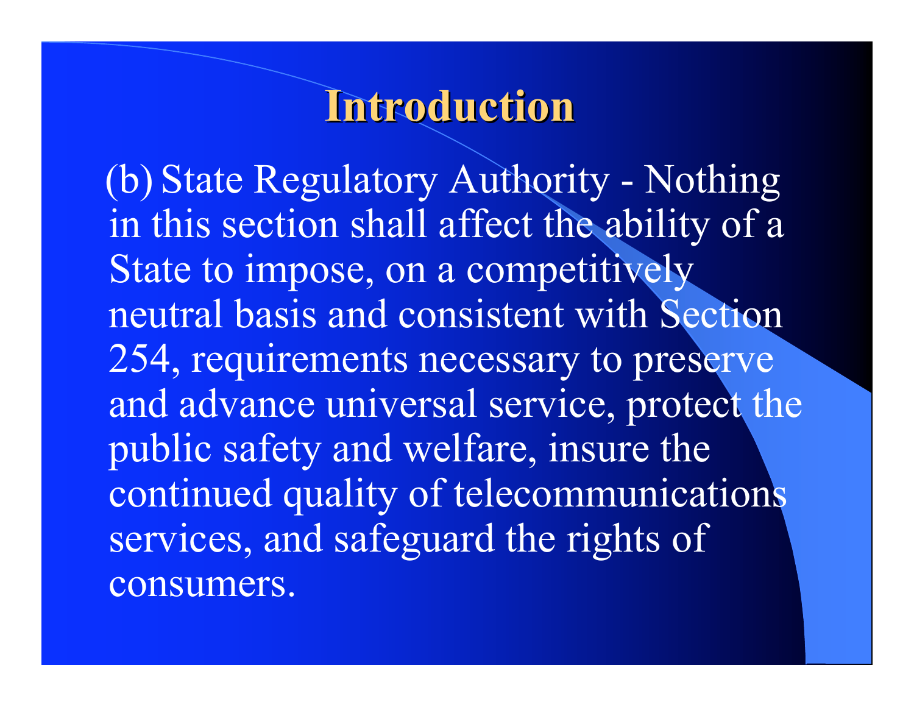# Introduction

(b) State Regulatory Authority - Nothing in this section shall affect the ability of a State to impose, on a competitively neutral basis and consistent with Section 254, requirements necessary to preserve and advance universal service, protect the public safety and welfare, insure the continued quality of telecommunications services, and safeguard the rights of consumers.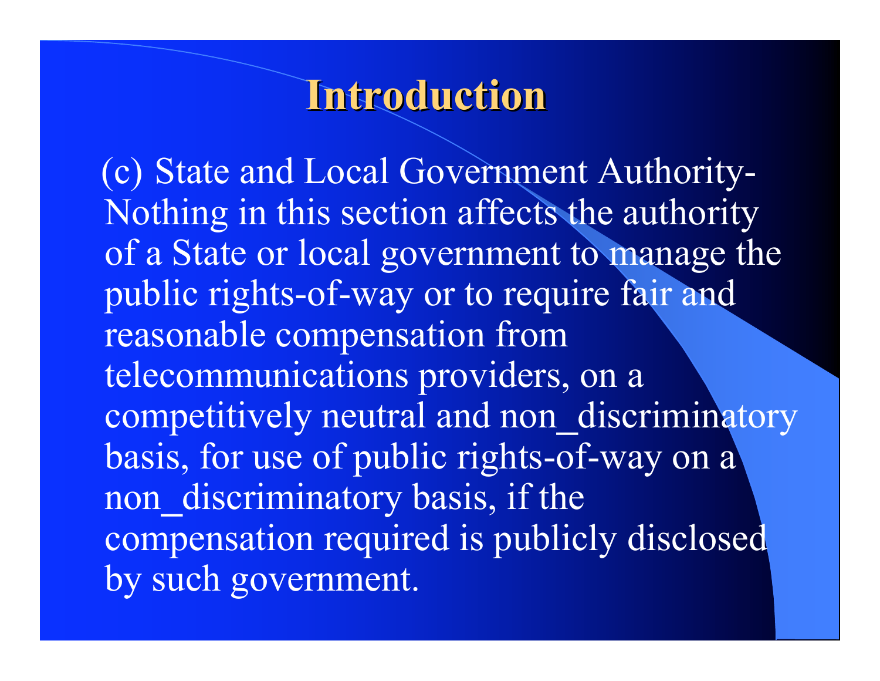# Introduction

(c) State and Local Government Authority- Nothing in this section affects the authority of a State or local government to manage the public rights-of-way or to require fair and reasonable compensation from telecommunications providers, on a competitively neutral and non_discriminatory basis, for use of public rights-of-way on a non_discriminatory basis, if the compensation required is publicly disclosed by such government.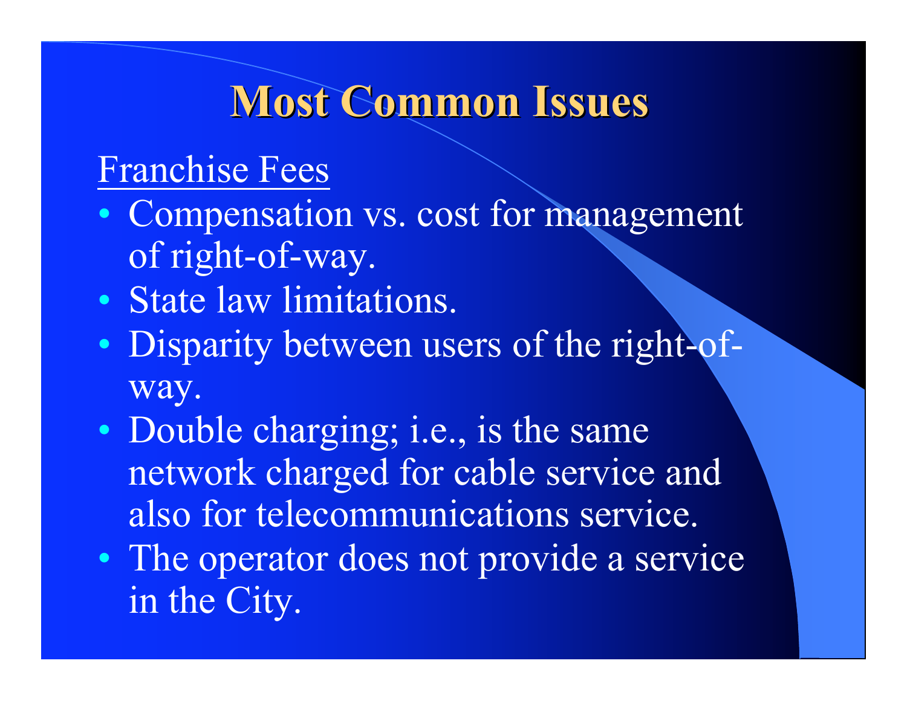# Most Common Issues

Franchise Fees

- Compensation vs. cost for management of right-of-way.
- State law limitations.
- Disparity between users of the right-of-way.
- Double charging; i.e., is the same network charged for cable service and also for telecommunications service.
- The operator does not provide a service in the City.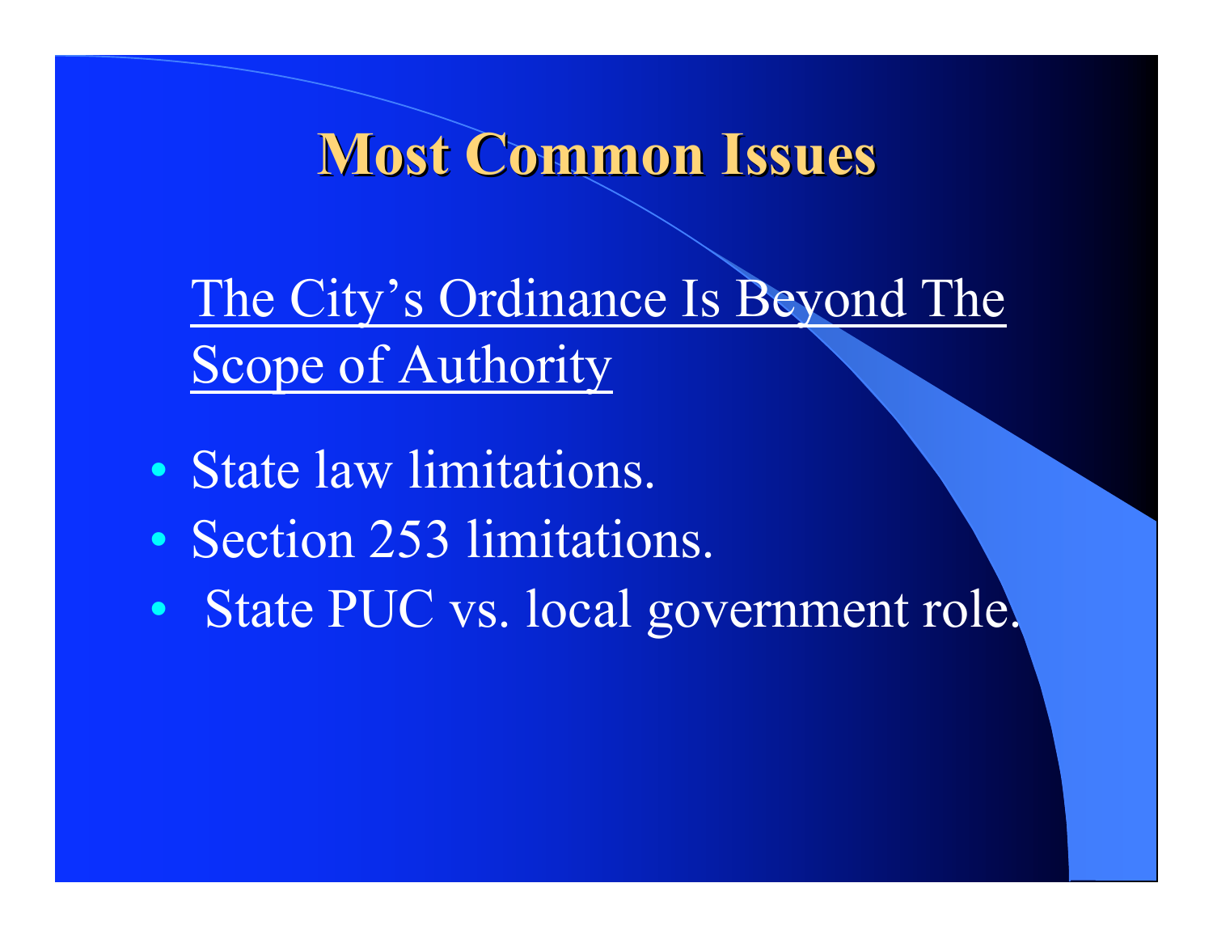# Most Common Issues

The City's Ordinance Is Beyond The Scope of Authority

- State law limitations.
- Section 253 limitations.
- State PUC vs. local government role.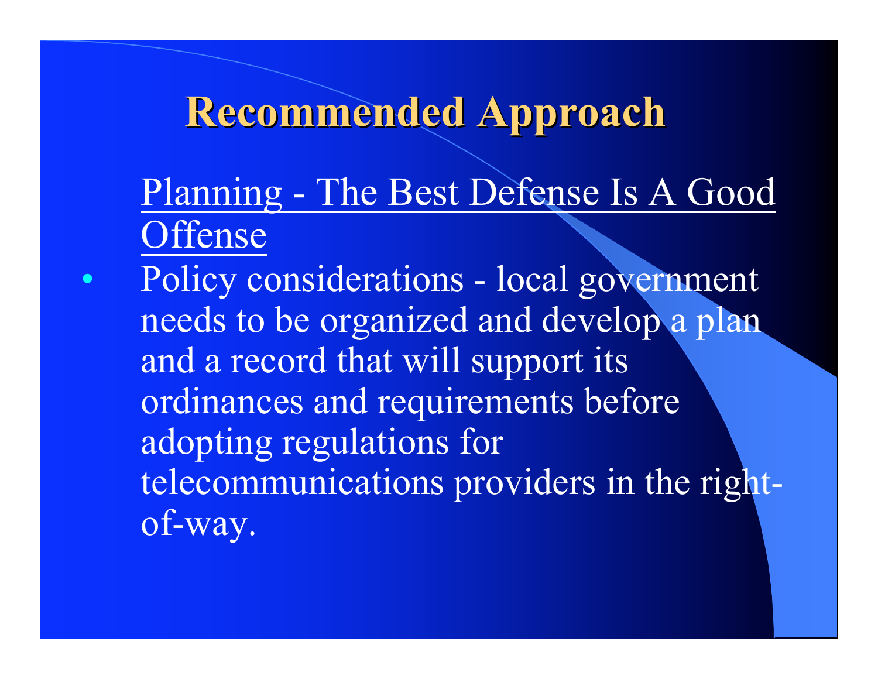# Recommended Approach

<u>Planning - The Best Defense Is A Good Offense</u>

- Policy considerations - local government needs to be organized and develop a plan and a record that will support its ordinances and requirements before adopting regulations for telecommunications providers in the right-of-way.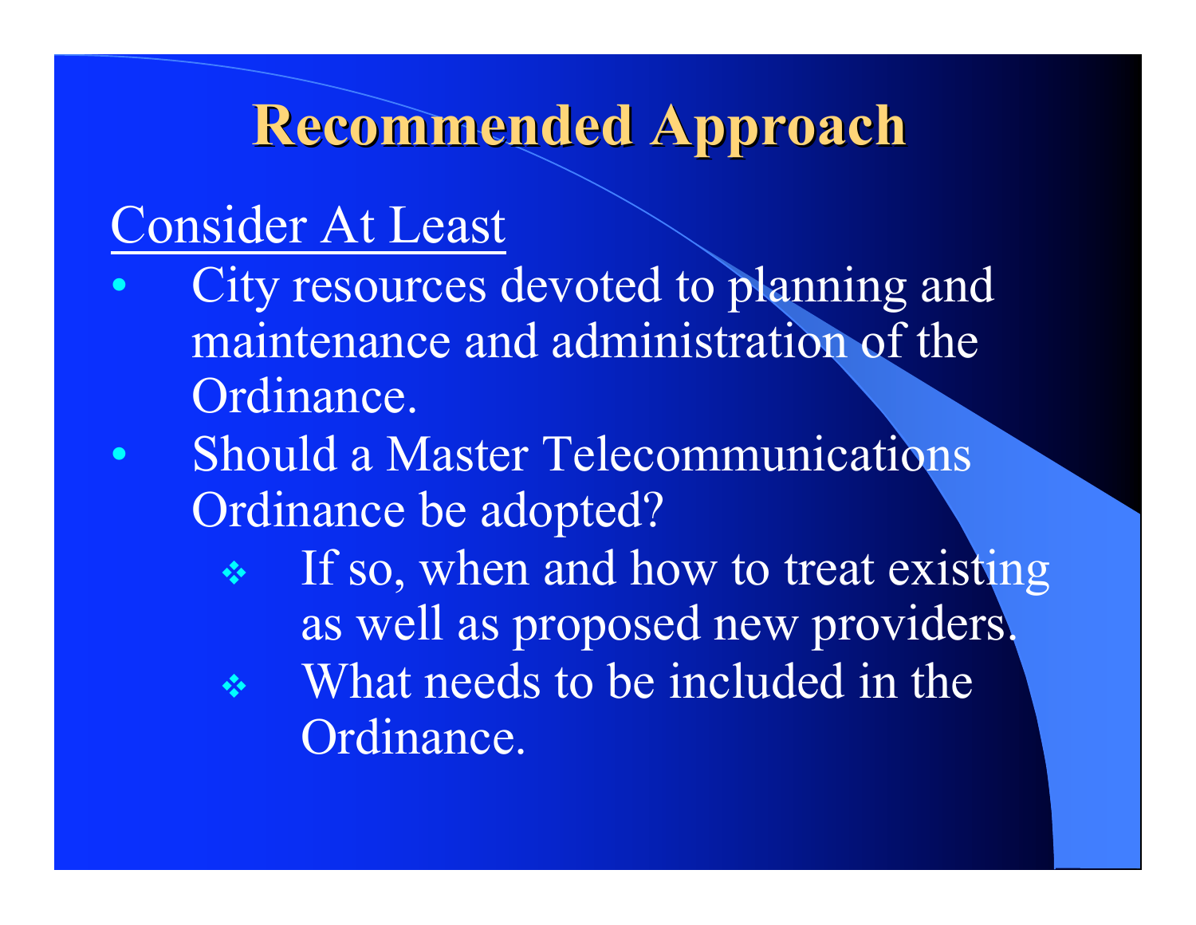# Recommended Approach

Consider At Least

- City resources devoted to planning and maintenance and administration of the Ordinance.
- Should a Master Telecommunications Ordinance be adopted?
  - If so, when and how to treat existing as well as proposed new providers.
  - What needs to be included in the Ordinance.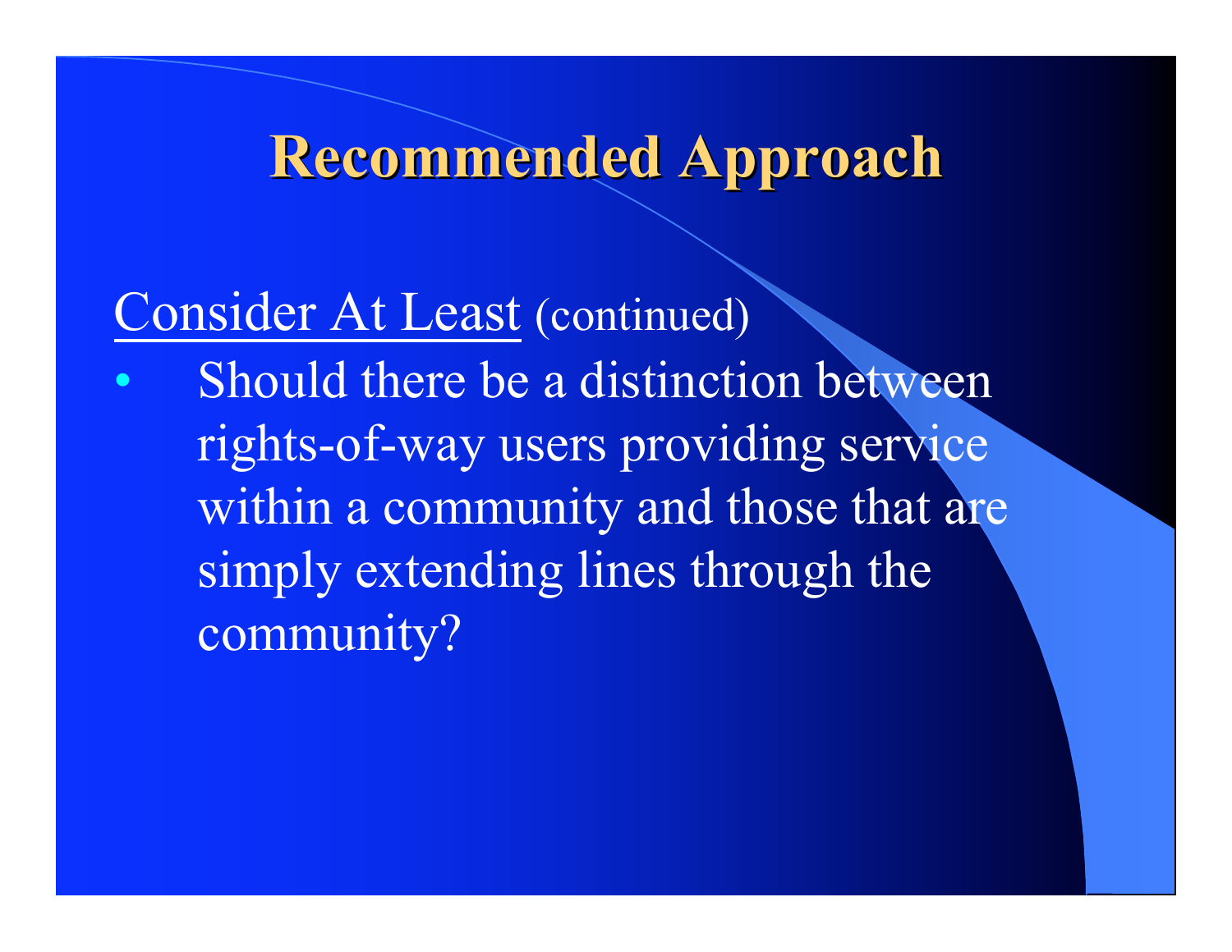# Recommended Approach

Consider At Least (continued)

- Should there be a distinction between rights-of-way users providing service within a community and those that are simply extending lines through the community?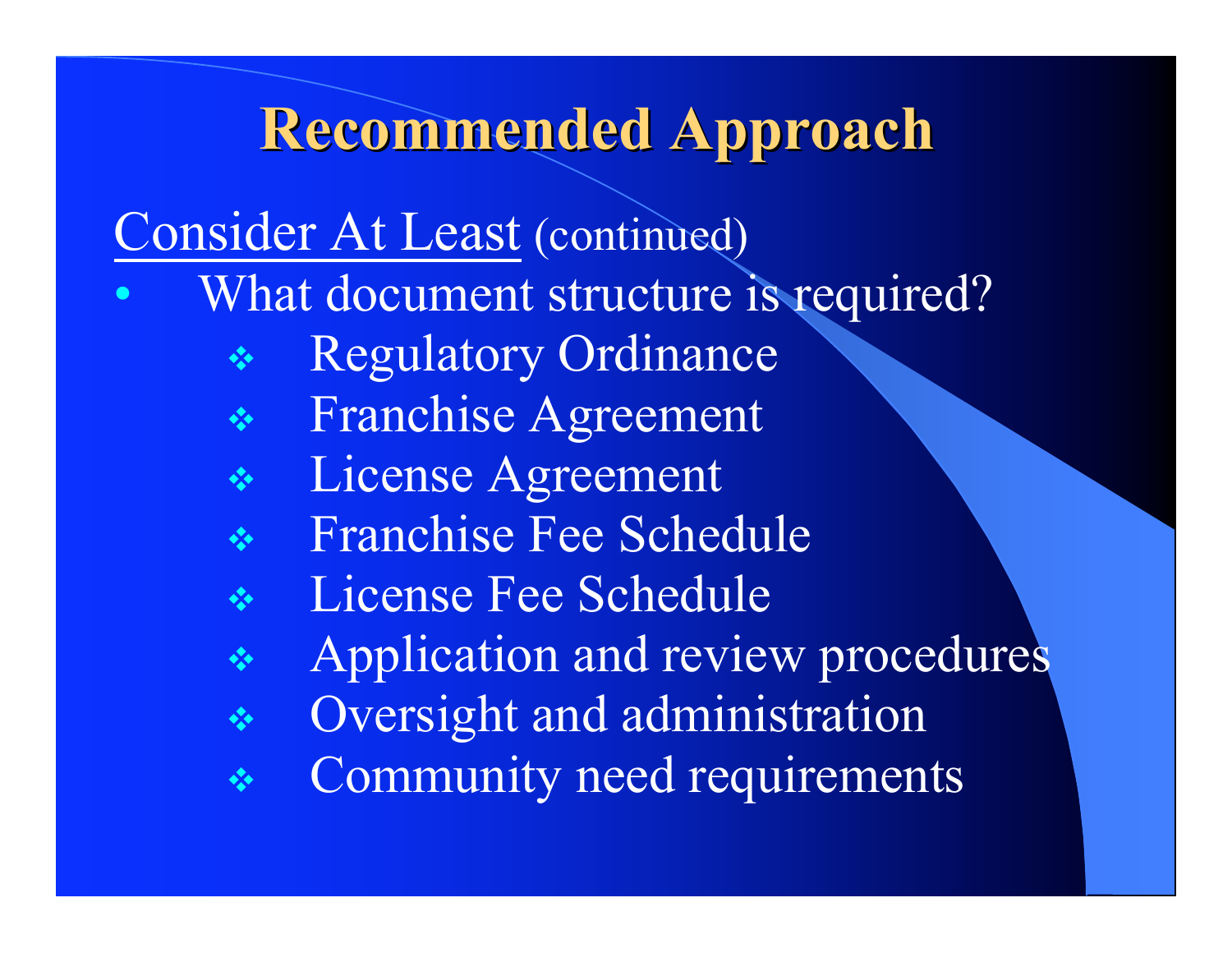# Recommended Approach

Consider At Least (continued)

- What document structure is required?
  - Regulatory Ordinance
  - Franchise Agreement
  - License Agreement
  - Franchise Fee Schedule
  - License Fee Schedule
  - Application and review procedures
  - Oversight and administration
  - Community need requirements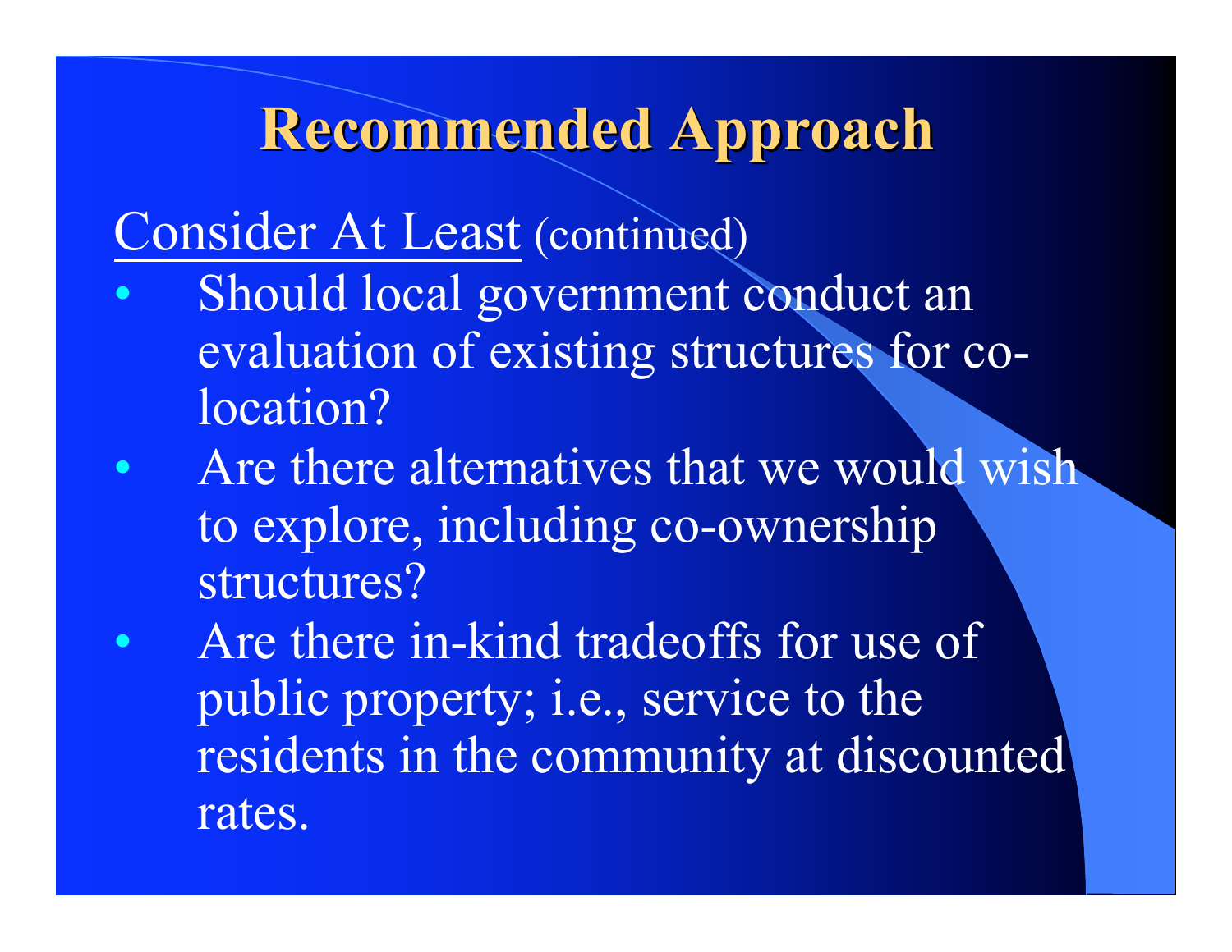# Recommended Approach

<u>Consider At Least</u> (continued)

- Should local government conduct an evaluation of existing structures for co-location?
- Are there alternatives that we would wish to explore, including co-ownership structures?
- Are there in-kind tradeoffs for use of public property; i.e., service to the residents in the community at discounted rates.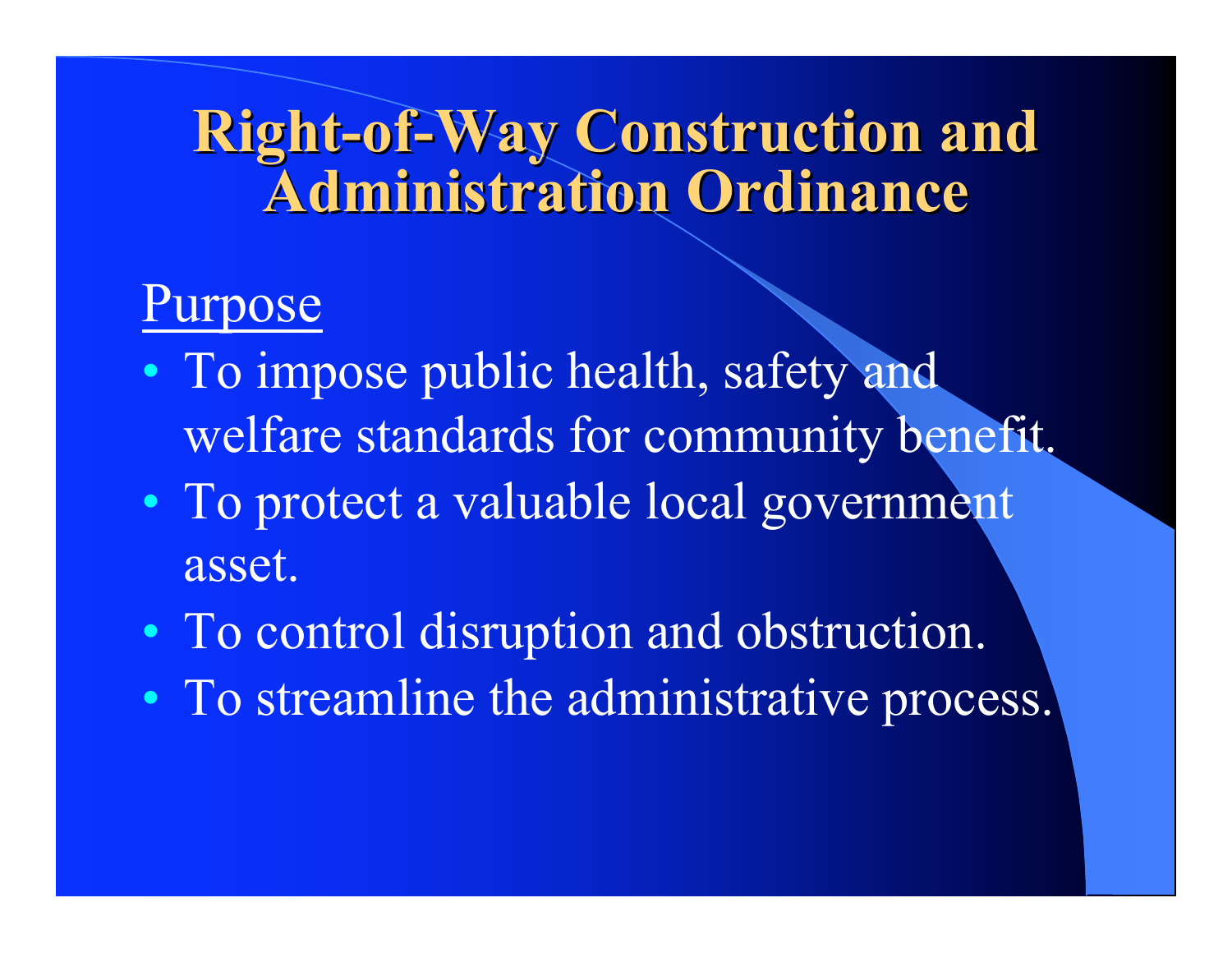# Right-of-Way Construction and Administration Ordinance

## Purpose

- To impose public health, safety and welfare standards for community benefit.
- To protect a valuable local government asset.
- To control disruption and obstruction.
- To streamline the administrative process.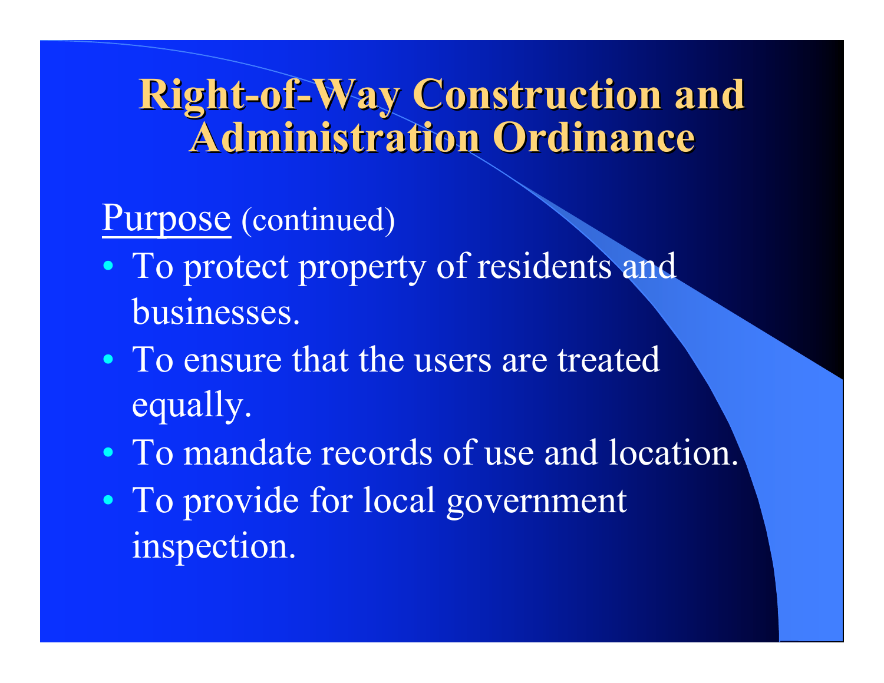# Right-of-Way Construction and Administration Ordinance

<u>Purpose</u> (continued)

- To protect property of residents and businesses.
- To ensure that the users are treated equally.
- To mandate records of use and location.
- To provide for local government inspection.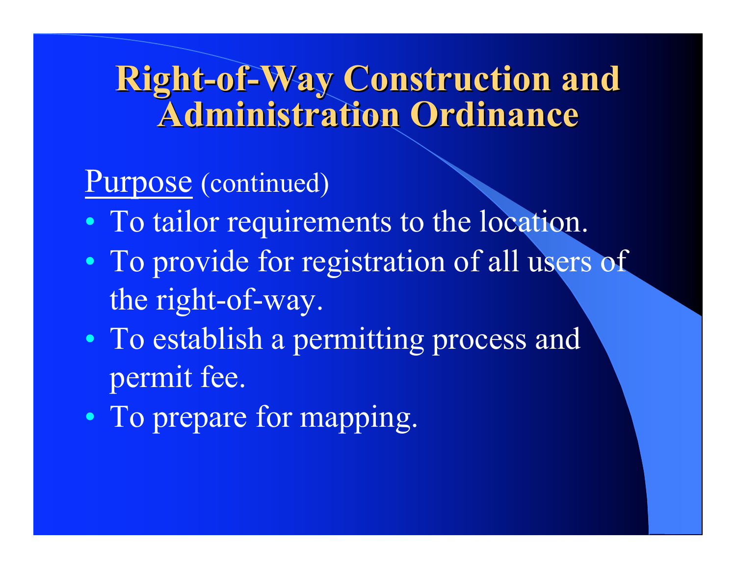# Right-of-Way Construction and Administration Ordinance

Purpose (continued)

- To tailor requirements to the location.
- To provide for registration of all users of the right-of-way.
- To establish a permitting process and permit fee.
- To prepare for mapping.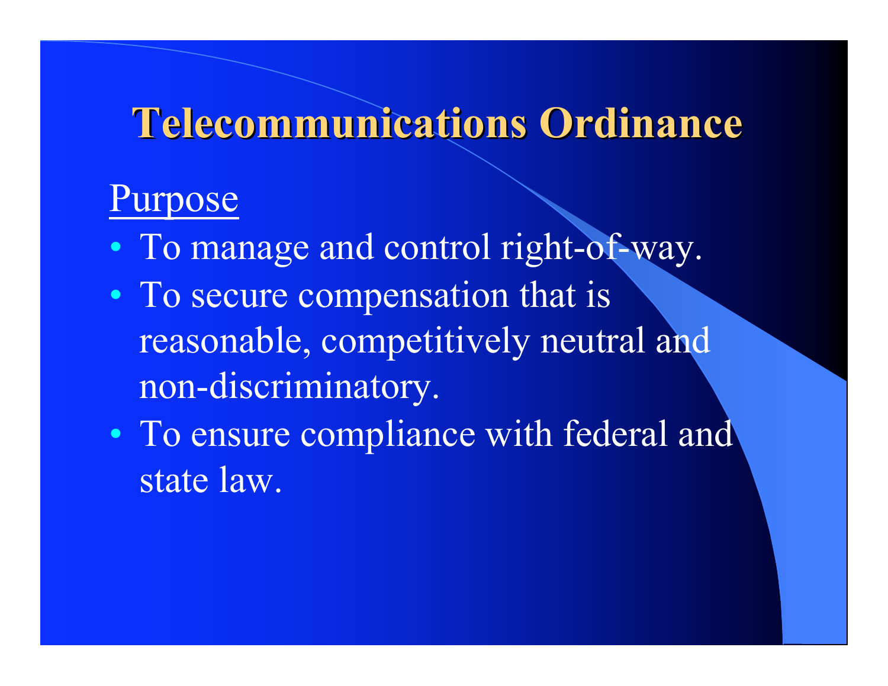# Telecommunications Ordinance

Purpose

- To manage and control right-of-way.
- To secure compensation that is reasonable, competitively neutral and non-discriminatory.
- To ensure compliance with federal and state law.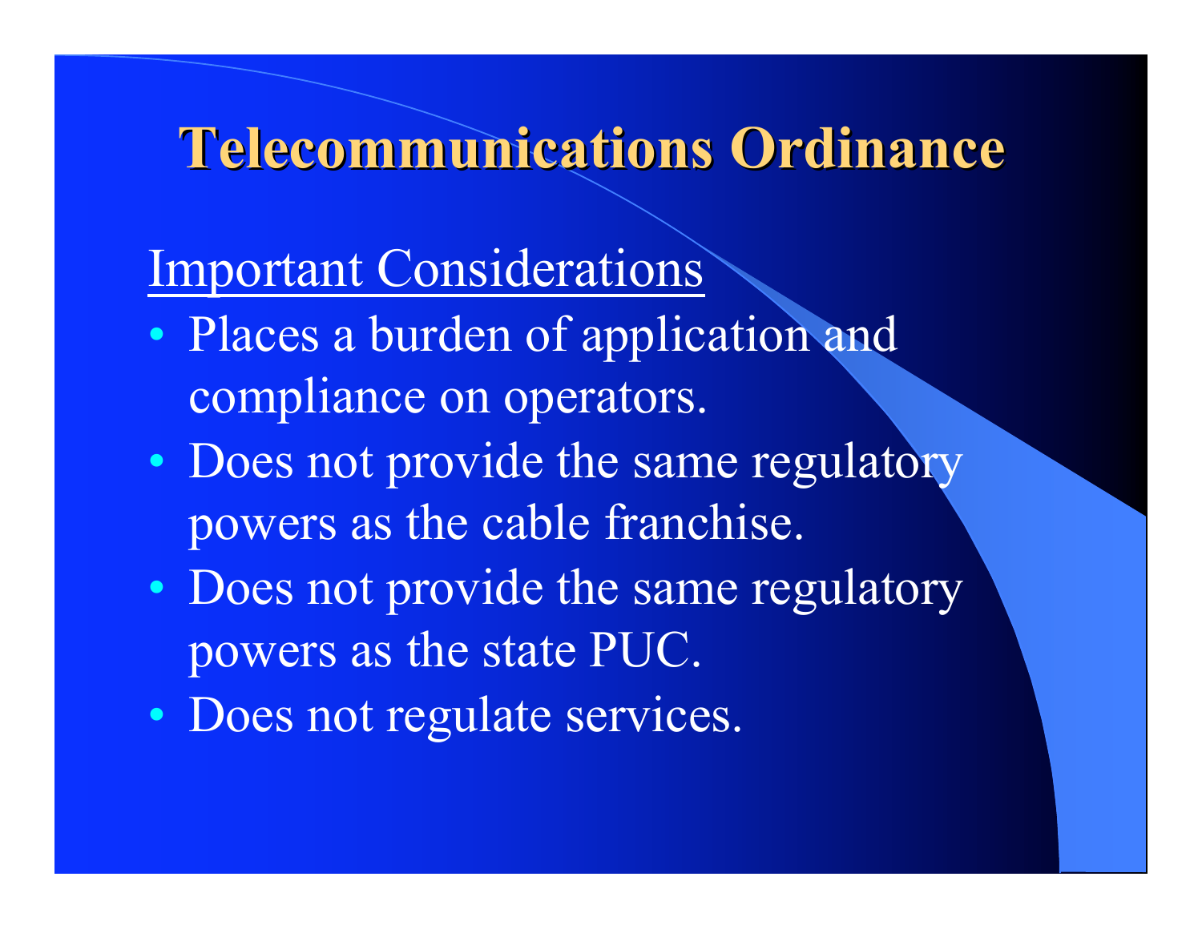# Telecommunications Ordinance

Important Considerations

- Places a burden of application and compliance on operators.
- Does not provide the same regulatory powers as the cable franchise.
- Does not provide the same regulatory powers as the state PUC.
- Does not regulate services.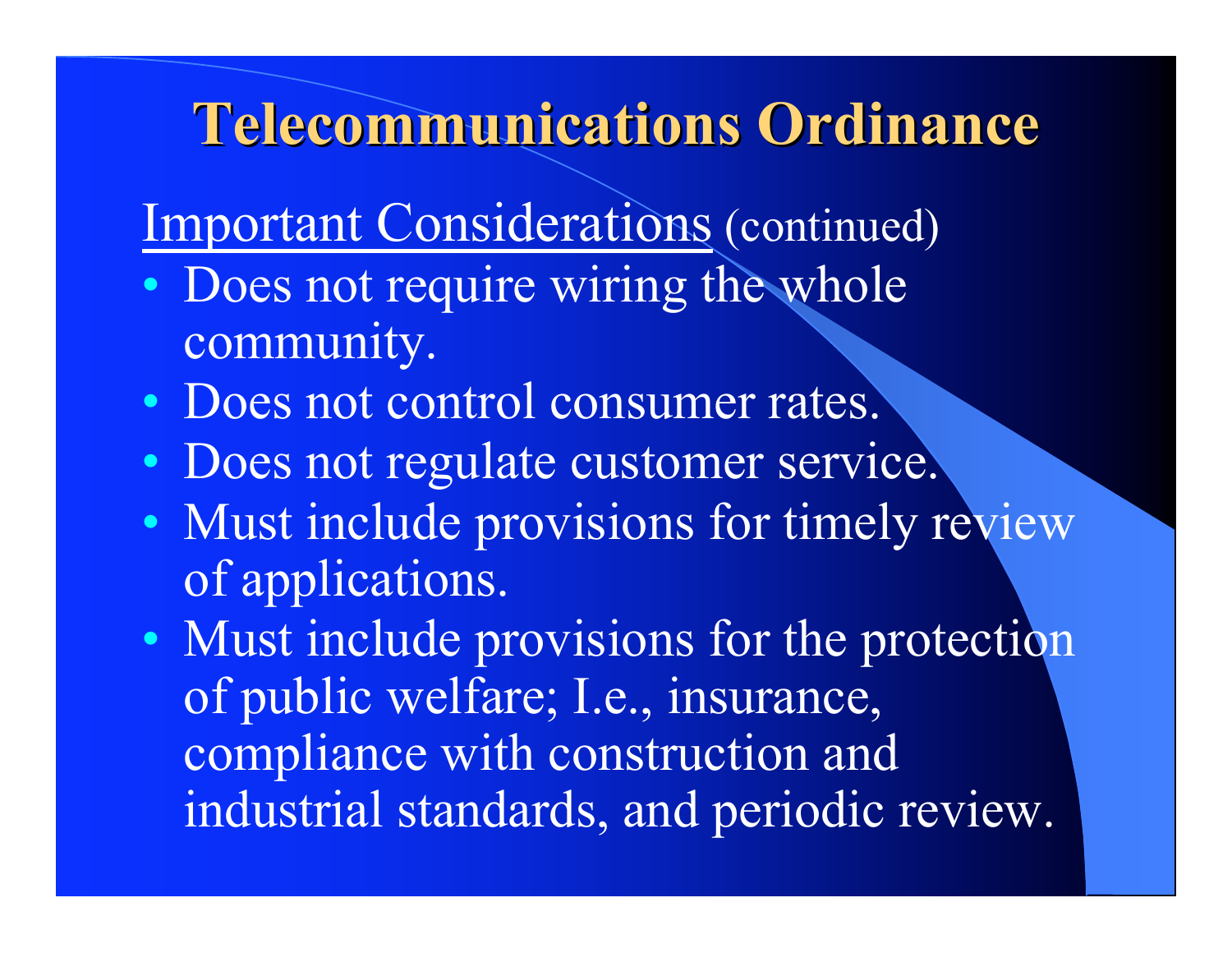# Telecommunications Ordinance

<u>Important Considerations</u> (continued)

- Does not require wiring the whole community.
- Does not control consumer rates.
- Does not regulate customer service.
- Must include provisions for timely review of applications.
- Must include provisions for the protection of public welfare; I.e., insurance, compliance with construction and industrial standards, and periodic review.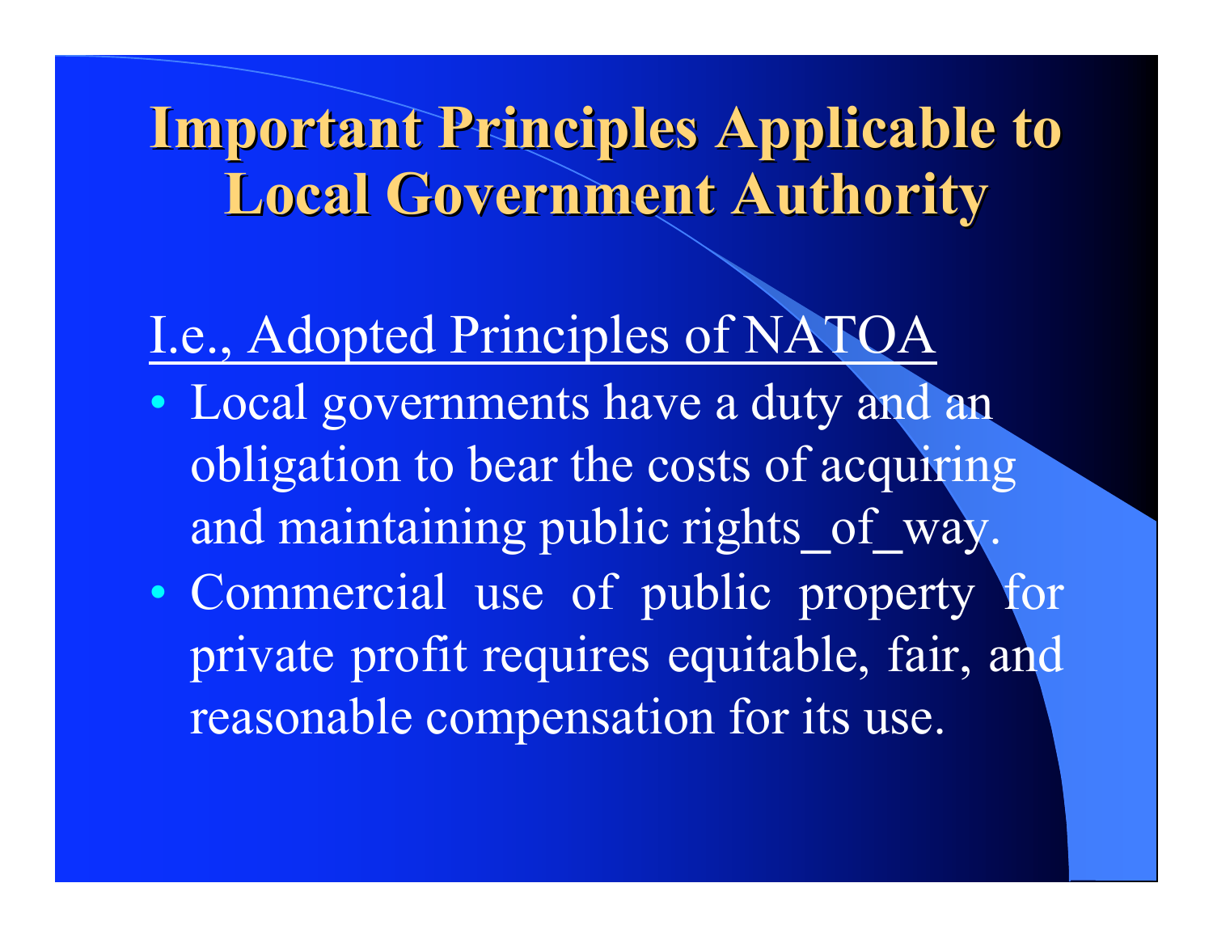# Important Principles Applicable to Local Government Authority

I.e., Adopted Principles of NATOA

- Local governments have a duty and an obligation to bear the costs of acquiring and maintaining public rights_of_way.
- Commercial use of public property for private profit requires equitable, fair, and reasonable compensation for its use.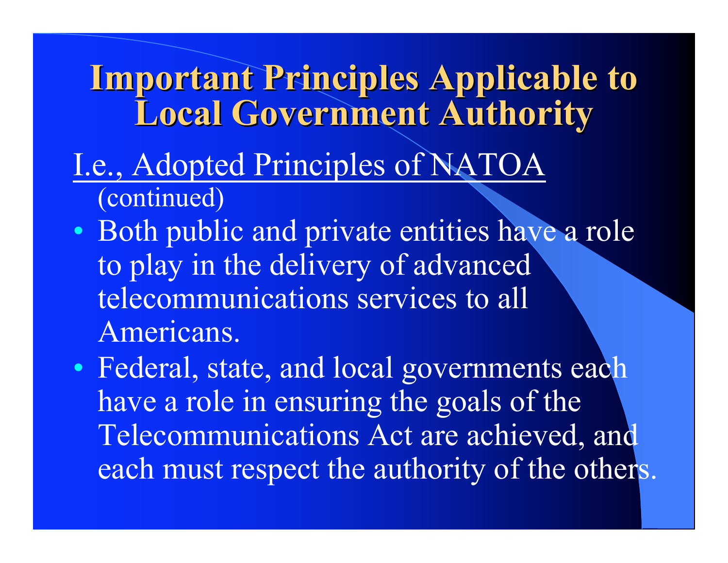# Important Principles Applicable to Local Government Authority

I.e., Adopted Principles of NATOA

(continued)

- Both public and private entities have a role to play in the delivery of advanced telecommunications services to all Americans.
- Federal, state, and local governments each have a role in ensuring the goals of the Telecommunications Act are achieved, and each must respect the authority of the others.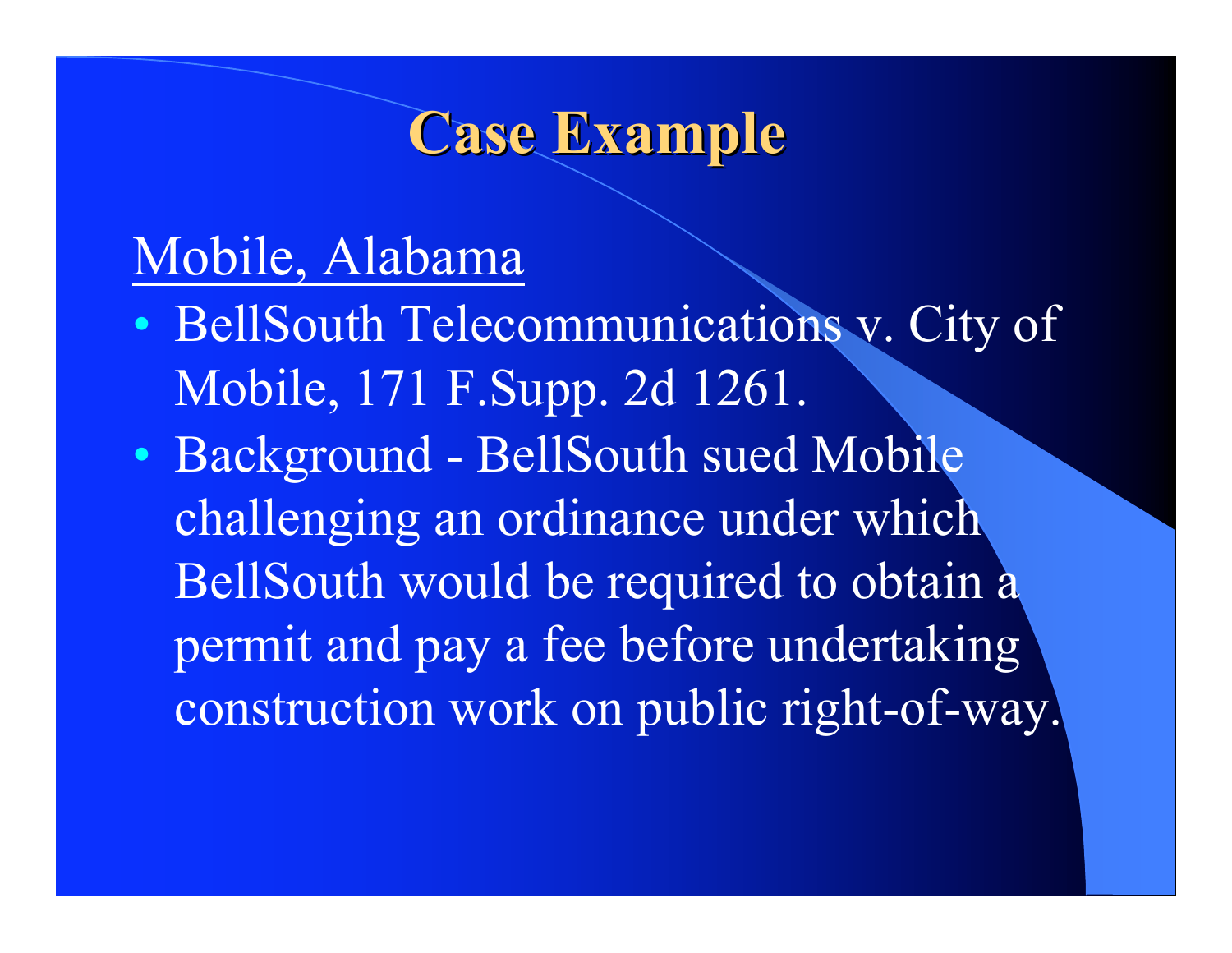# Case Example

<u>Mobile, Alabama</u>

- BellSouth Telecommunications v. City of Mobile, 171 F.Supp. 2d 1261.
- Background - BellSouth sued Mobile challenging an ordinance under which BellSouth would be required to obtain a permit and pay a fee before undertaking construction work on public right-of-way.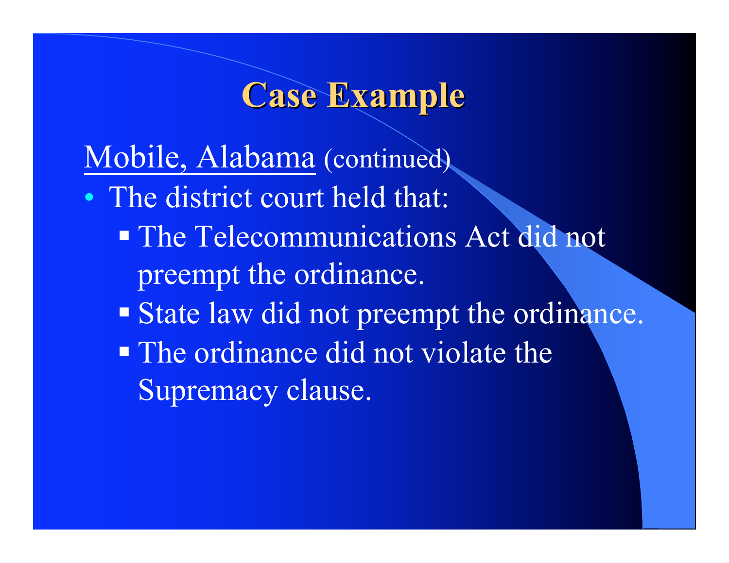# Case Example

<u>Mobile, Alabama</u> (continued)

- The district court held that:
  - The Telecommunications Act did not preempt the ordinance.
  - State law did not preempt the ordinance.
  - The ordinance did not violate the Supremacy clause.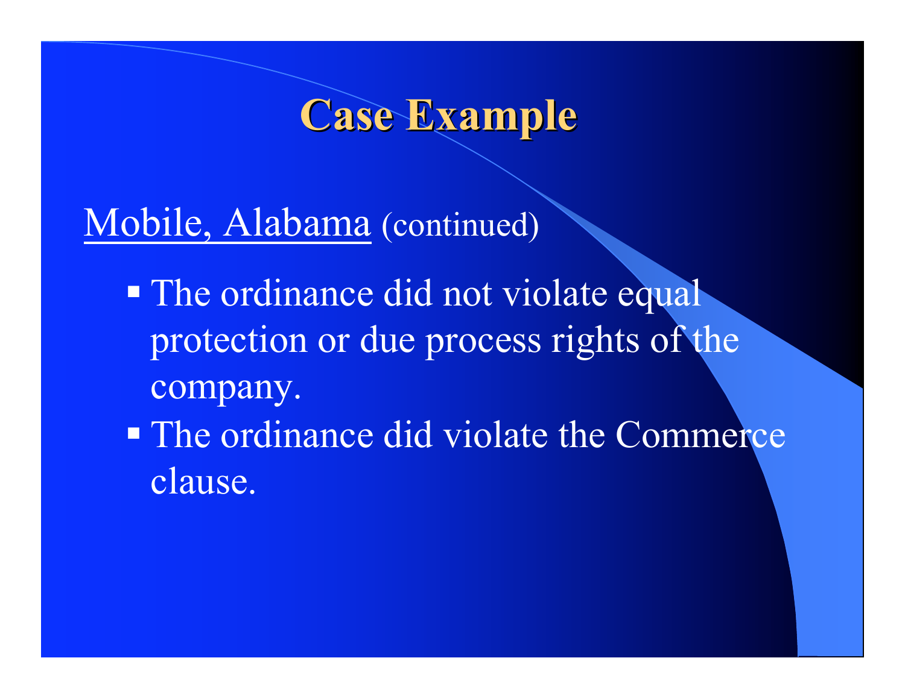# Case Example

Mobile, Alabama (continued)

- The ordinance did not violate equal protection or due process rights of the company.
- The ordinance did violate the Commerce clause.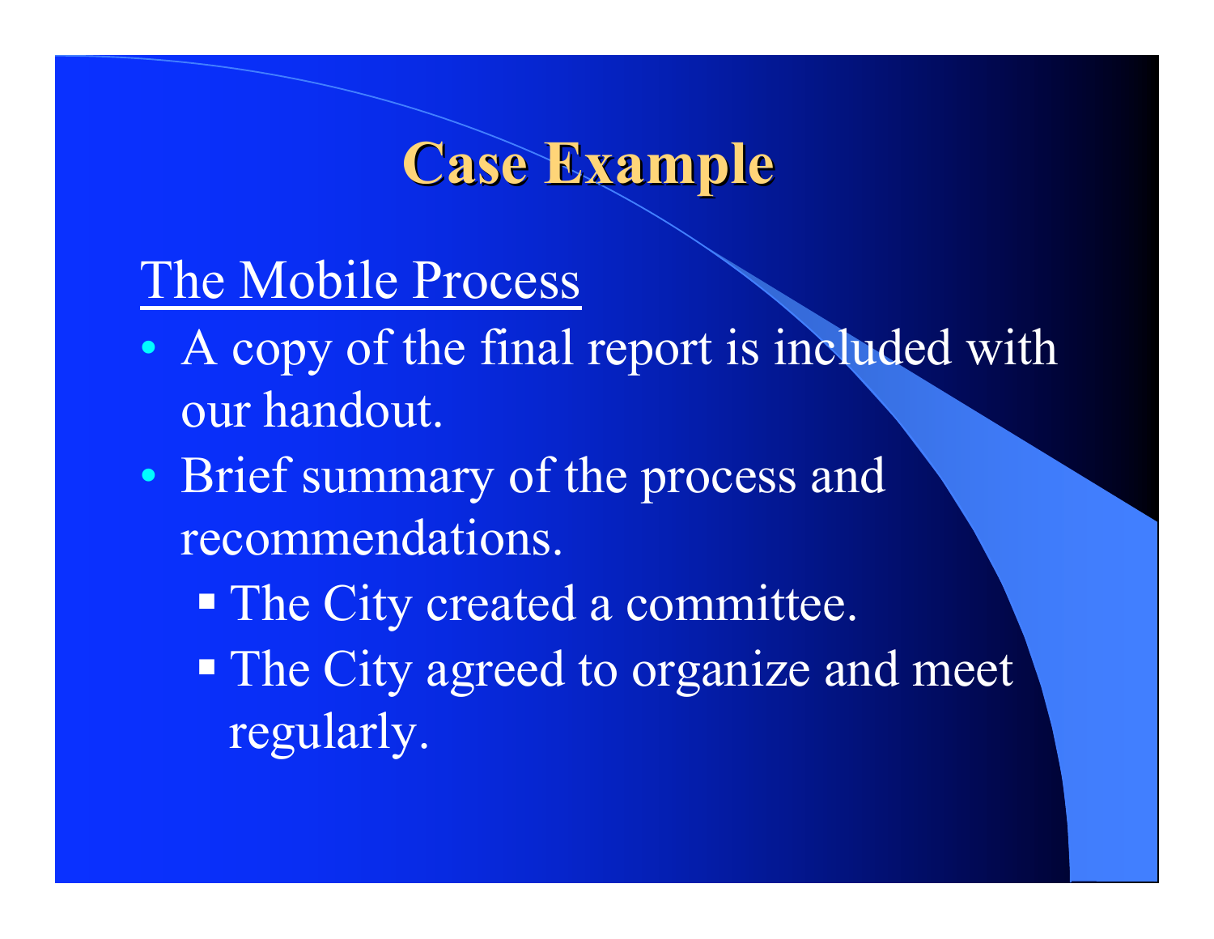# Case Example

<u>The Mobile Process</u>

- A copy of the final report is included with our handout.
- Brief summary of the process and recommendations.
  - The City created a committee.
  - The City agreed to organize and meet regularly.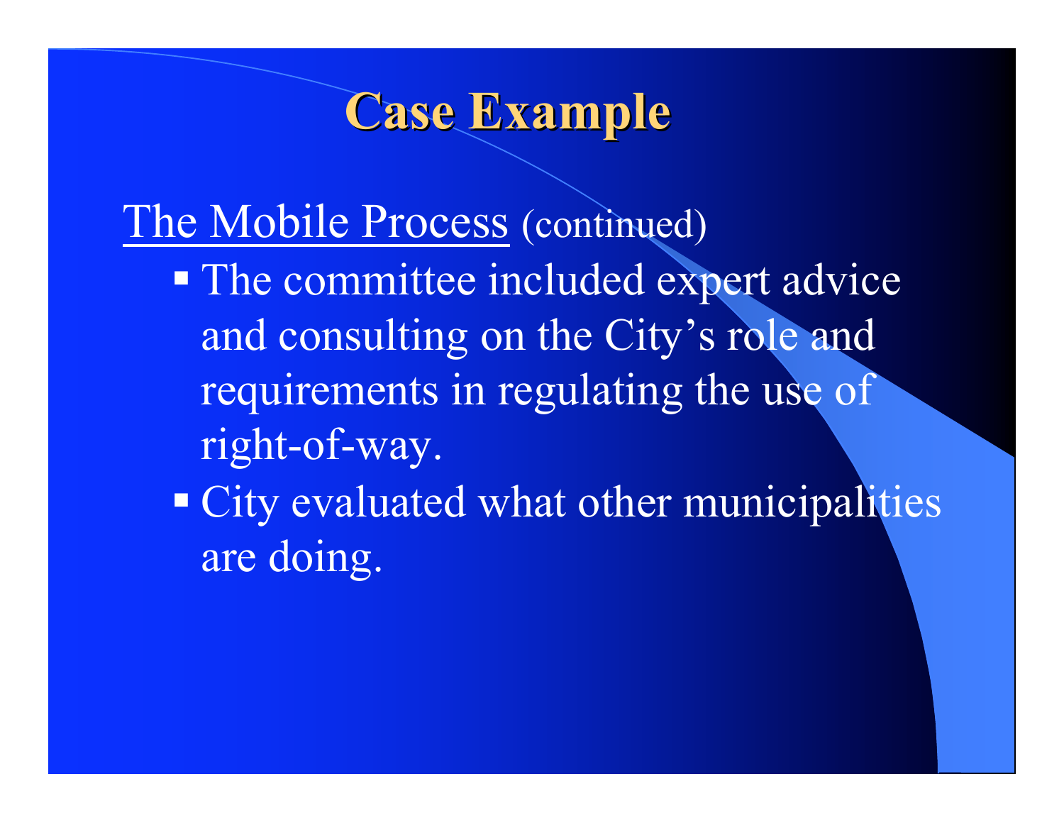# Case Example

The Mobile Process (continued)

- The committee included expert advice and consulting on the City's role and requirements in regulating the use of right-of-way.
- City evaluated what other municipalities are doing.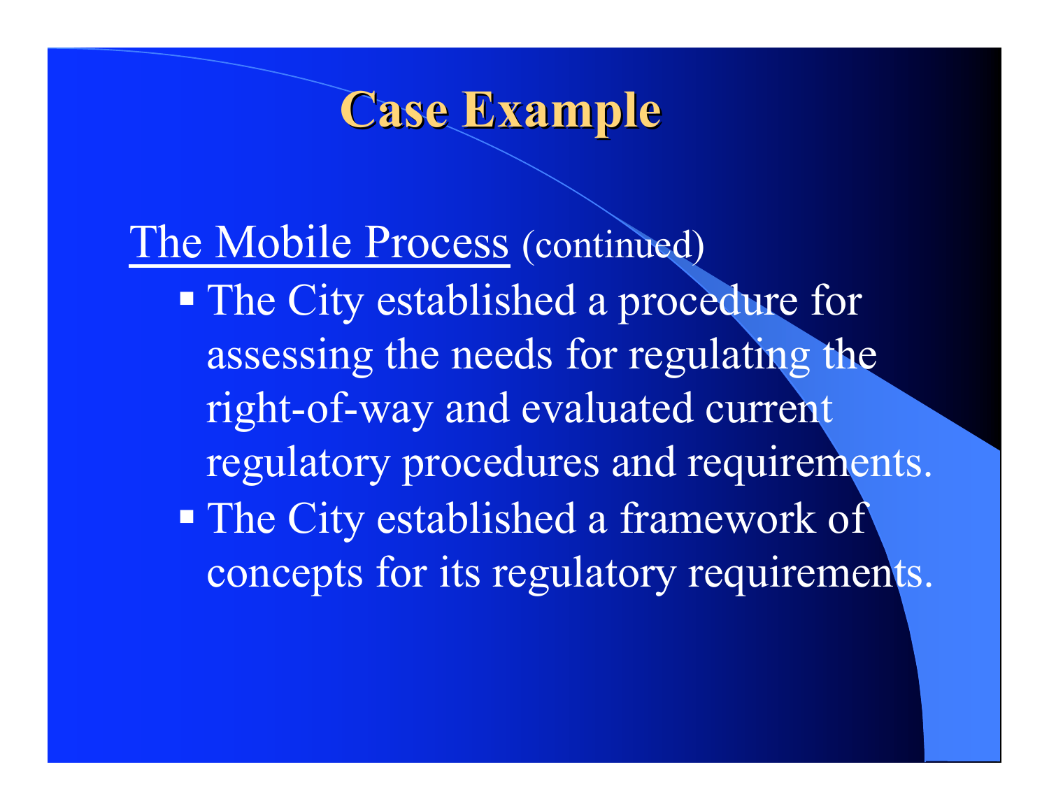# Case Example

<u>The Mobile Process</u> (continued)

- The City established a procedure for assessing the needs for regulating the right-of-way and evaluated current regulatory procedures and requirements.
- The City established a framework of concepts for its regulatory requirements.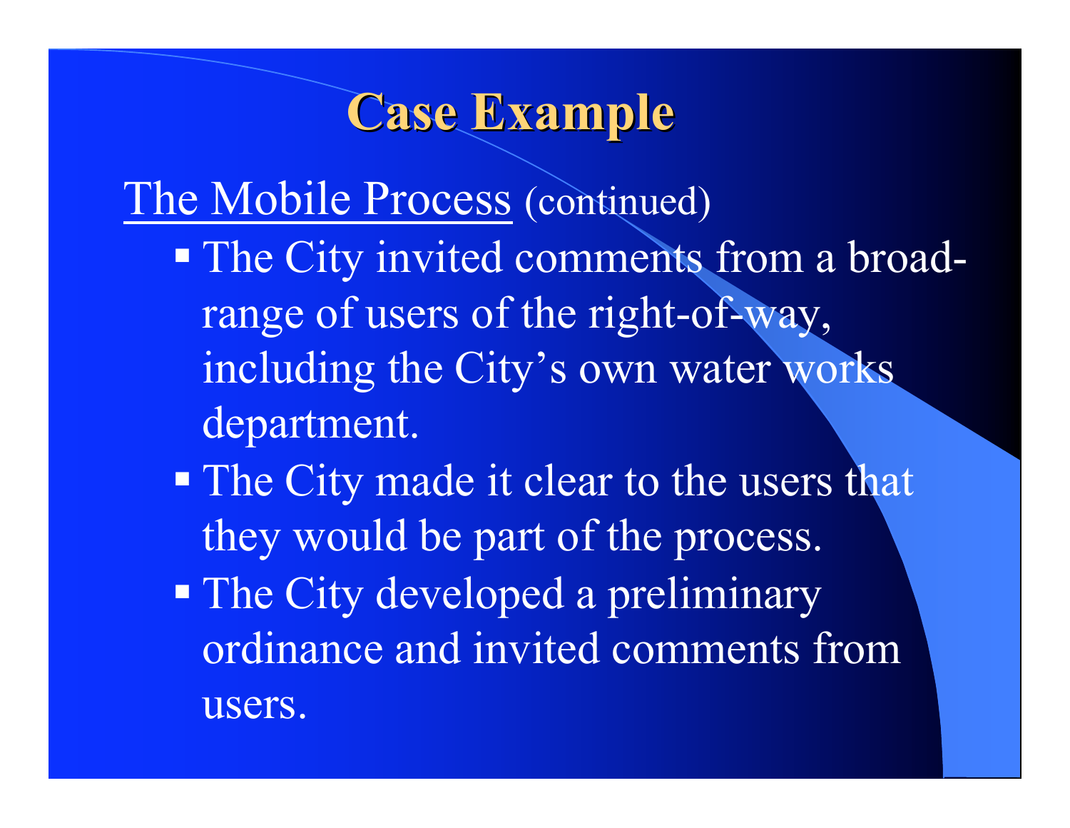# Case Example

The Mobile Process (continued)

- The City invited comments from a broad-range of users of the right-of-way, including the City's own water works department.
- The City made it clear to the users that they would be part of the process.
- The City developed a preliminary ordinance and invited comments from users.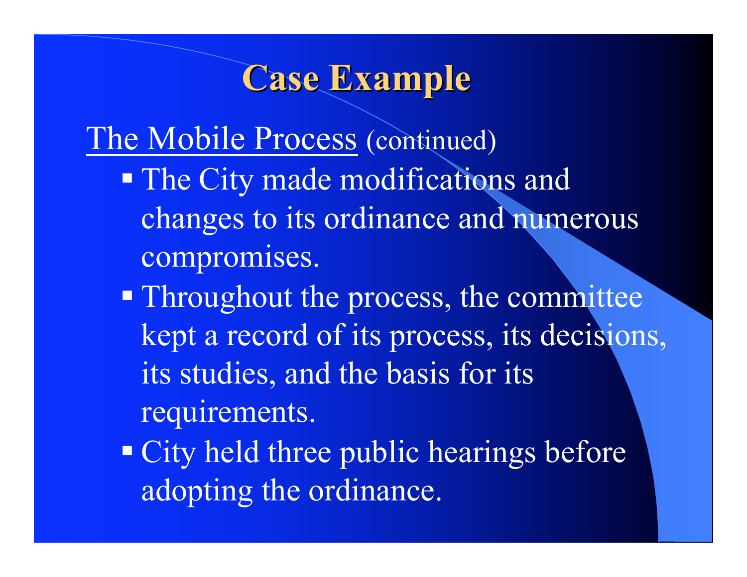# Case Example

The Mobile Process (continued)

- The City made modifications and changes to its ordinance and numerous compromises.
- Throughout the process, the committee kept a record of its process, its decisions, its studies, and the basis for its requirements.
- City held three public hearings before adopting the ordinance.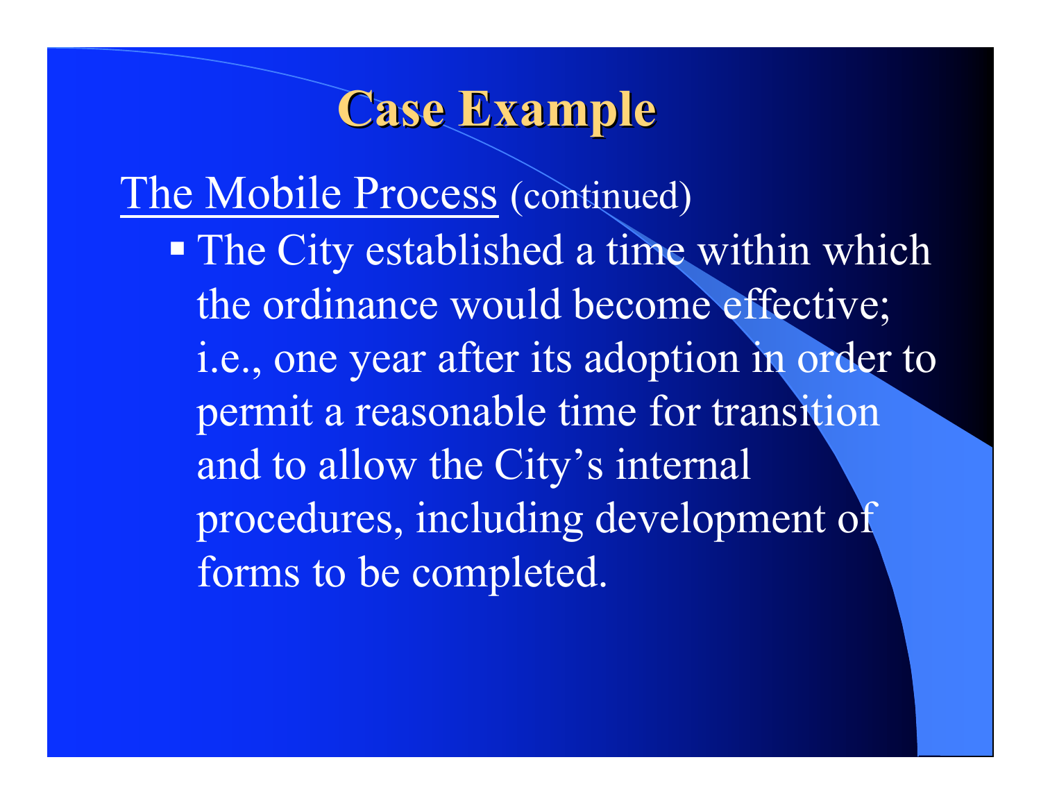# Case Example

The Mobile Process (continued)

- The City established a time within which the ordinance would become effective; i.e., one year after its adoption in order to permit a reasonable time for transition and to allow the City's internal procedures, including development of forms to be completed.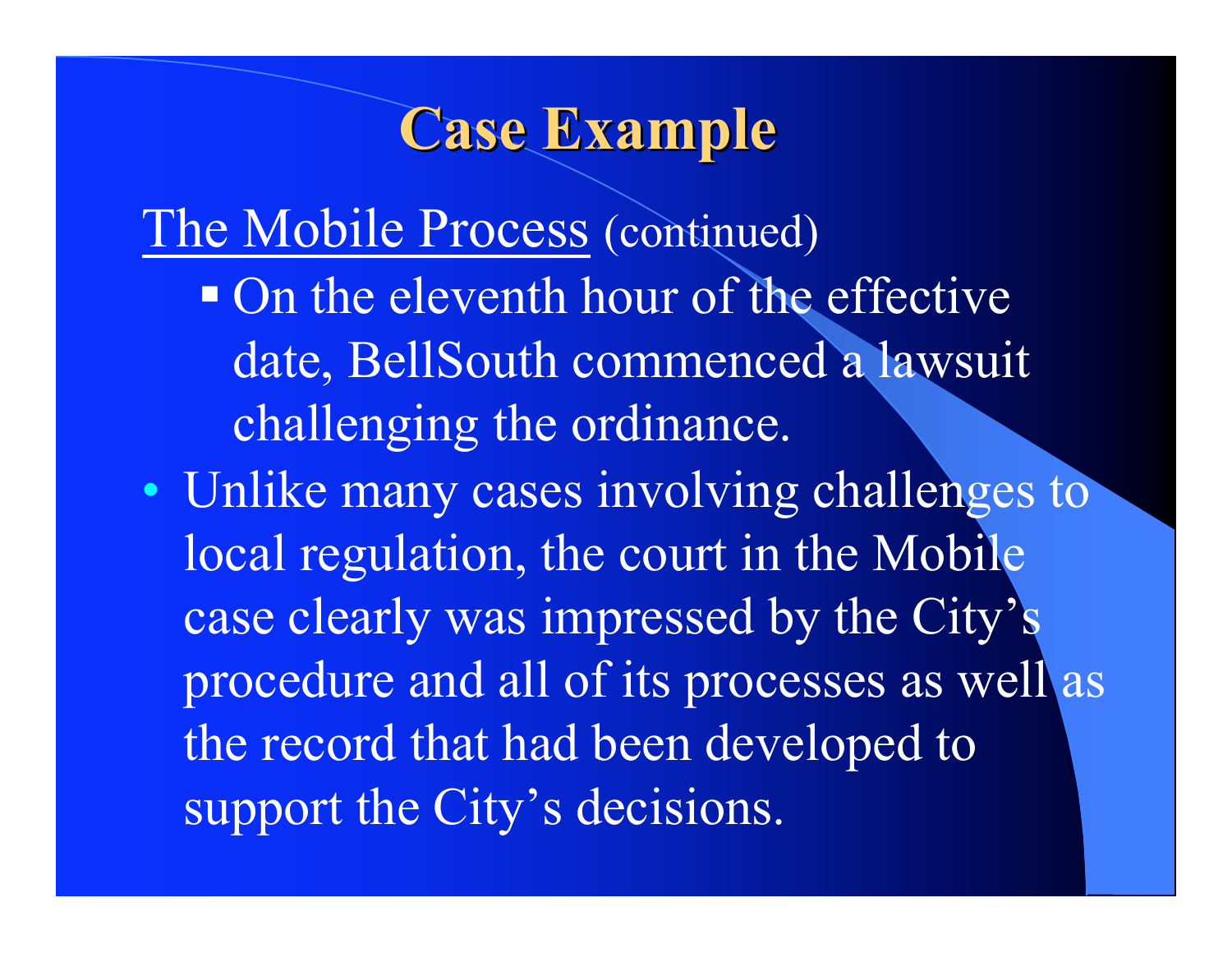# Case Example

The Mobile Process (continued)

- On the eleventh hour of the effective date, BellSouth commenced a lawsuit challenging the ordinance.

- Unlike many cases involving challenges to local regulation, the court in the Mobile case clearly was impressed by the City's procedure and all of its processes as well as the record that had been developed to support the City's decisions.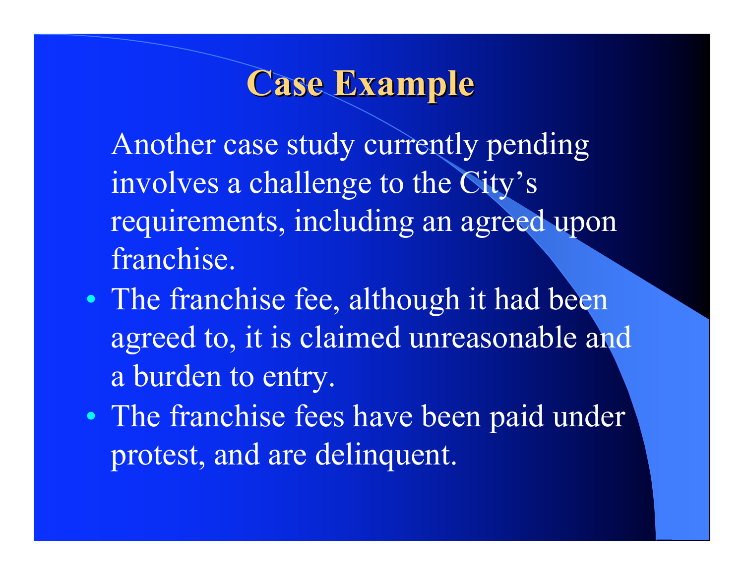# Case Example

Another case study currently pending involves a challenge to the City's requirements, including an agreed upon franchise.

- The franchise fee, although it had been agreed to, it is claimed unreasonable and a burden to entry.
- The franchise fees have been paid under protest, and are delinquent.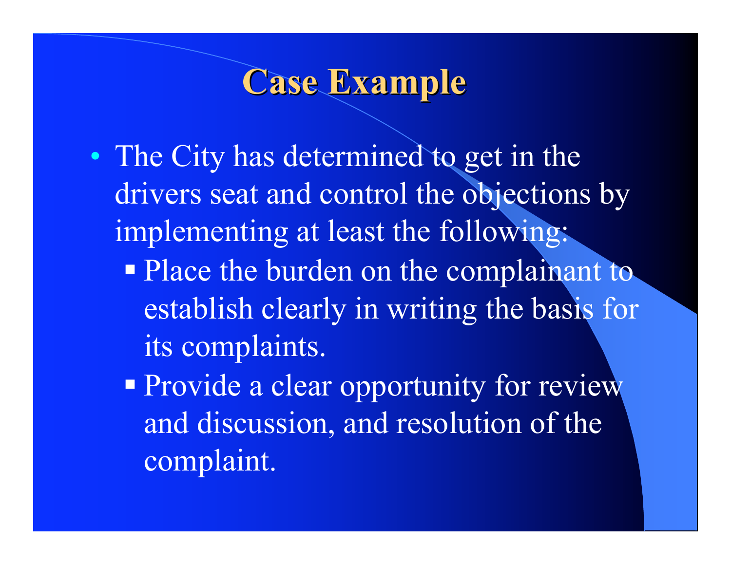# Case Example

- The City has determined to get in the drivers seat and control the objections by implementing at least the following:
  - Place the burden on the complainant to establish clearly in writing the basis for its complaints.
  - Provide a clear opportunity for review and discussion, and resolution of the complaint.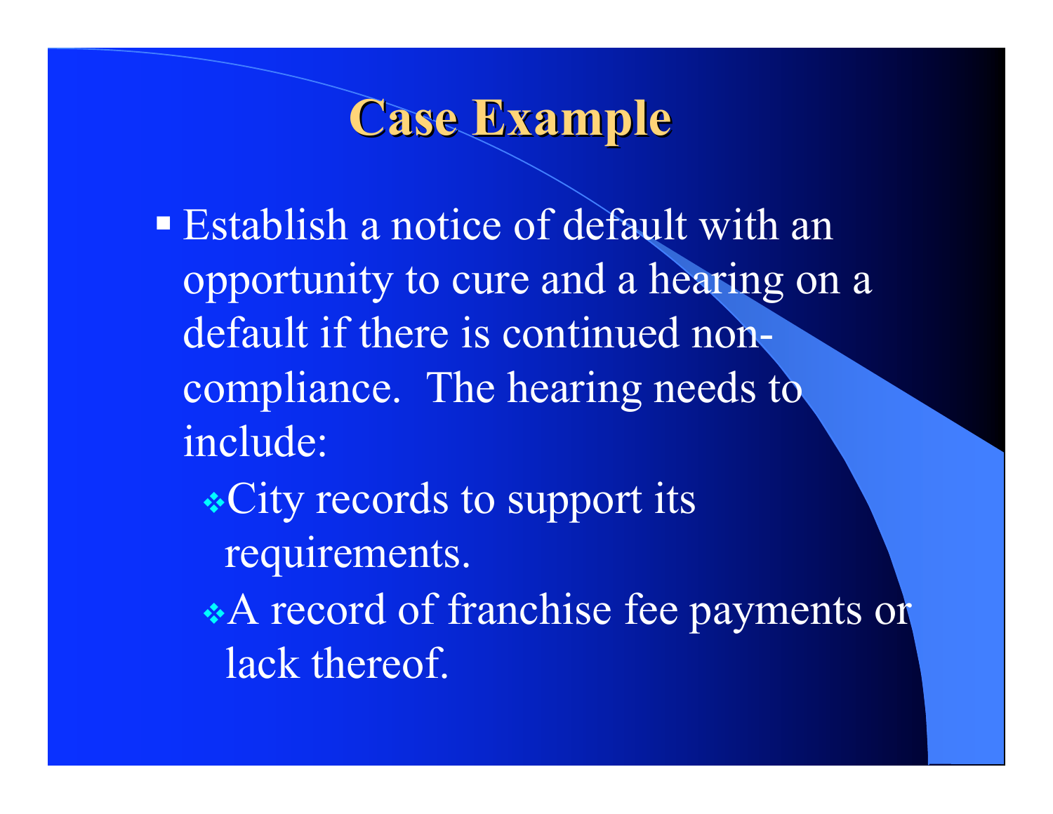# Case Example

- Establish a notice of default with an opportunity to cure and a hearing on a default if there is continued non-compliance. The hearing needs to include:
  - City records to support its requirements.
  - A record of franchise fee payments or lack thereof.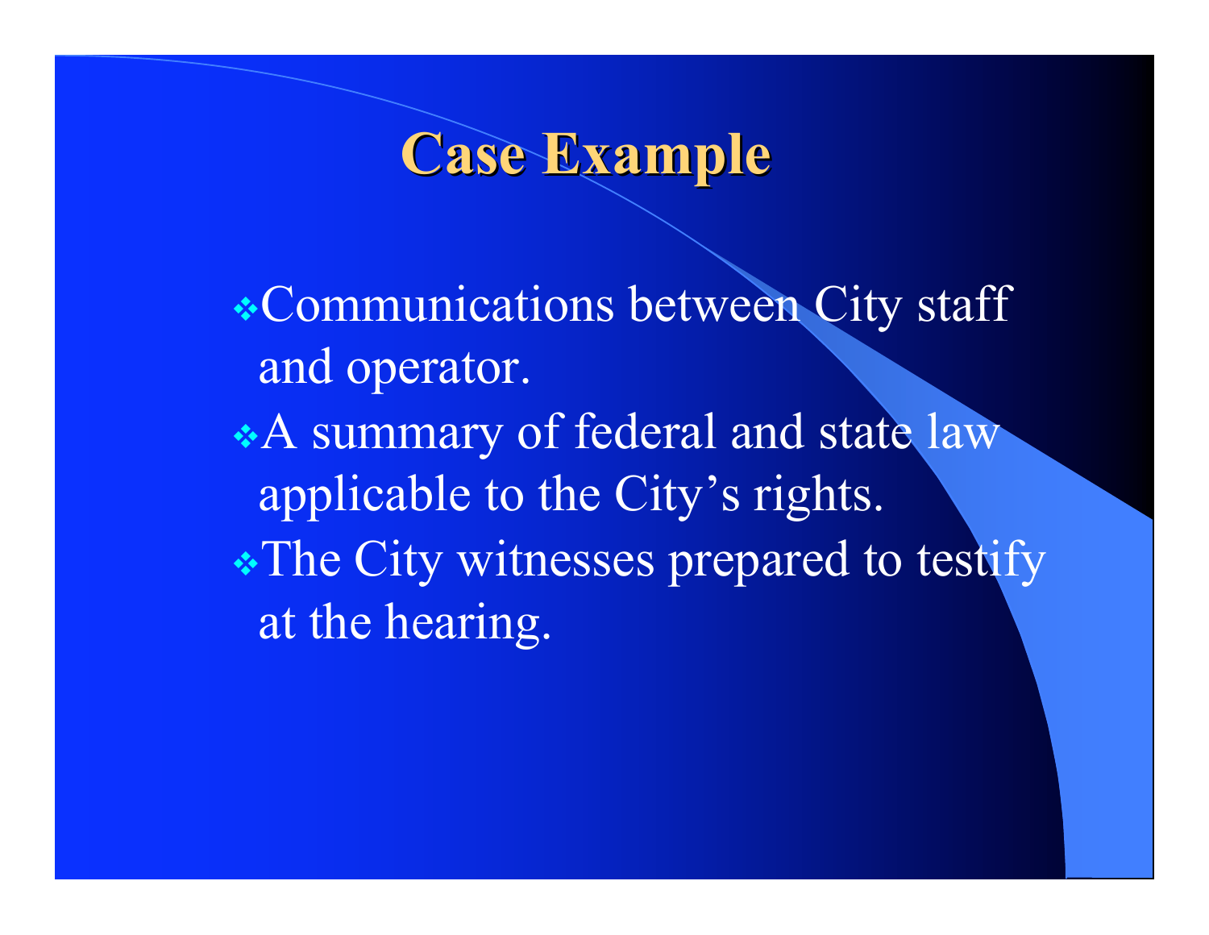# Case Example

- Communications between City staff and operator.
- A summary of federal and state law applicable to the City's rights.
- The City witnesses prepared to testify at the hearing.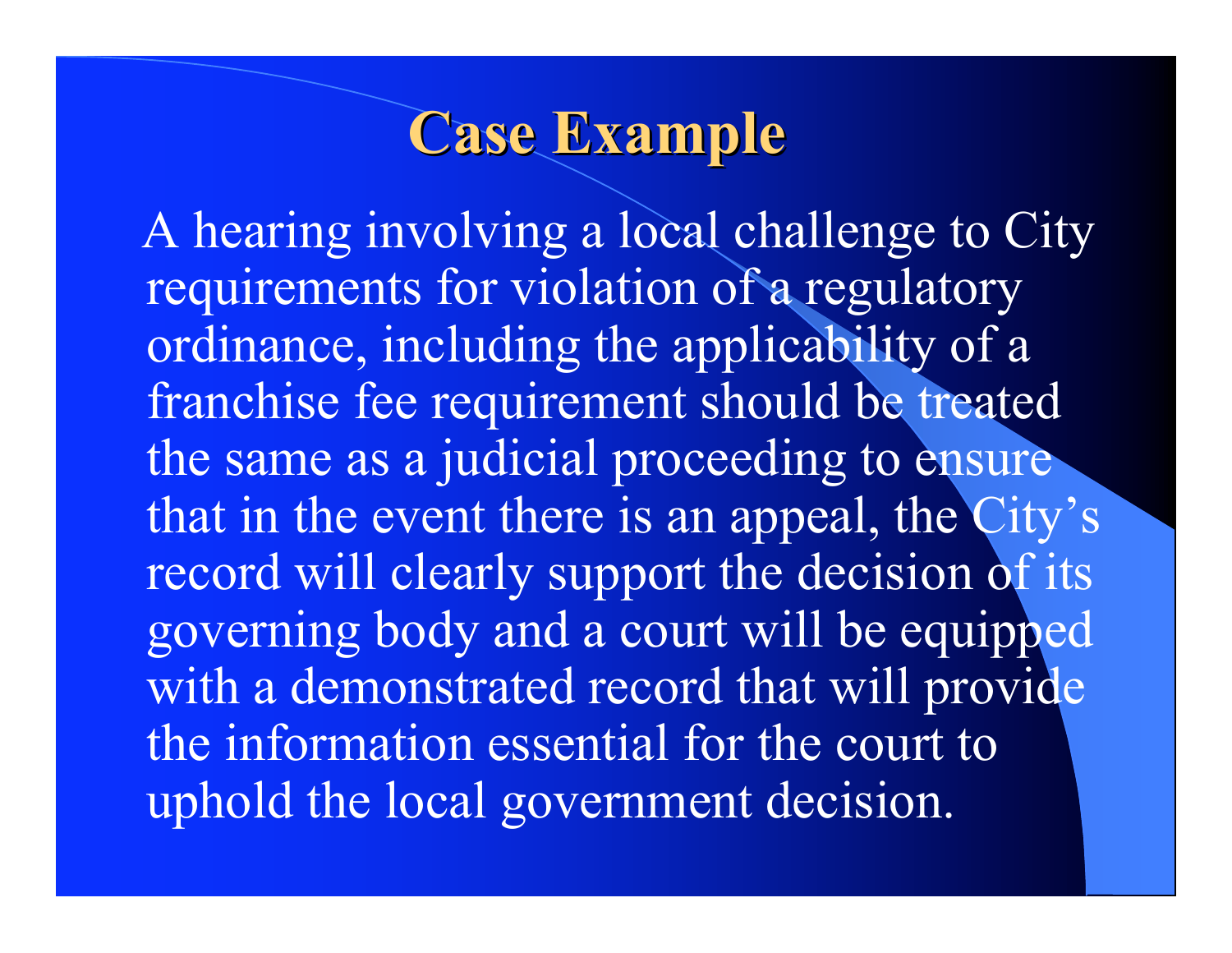# Case Example

A hearing involving a local challenge to City requirements for violation of a regulatory ordinance, including the applicability of a franchise fee requirement should be treated the same as a judicial proceeding to ensure that in the event there is an appeal, the City's record will clearly support the decision of its governing body and a court will be equipped with a demonstrated record that will provide the information essential for the court to uphold the local government decision.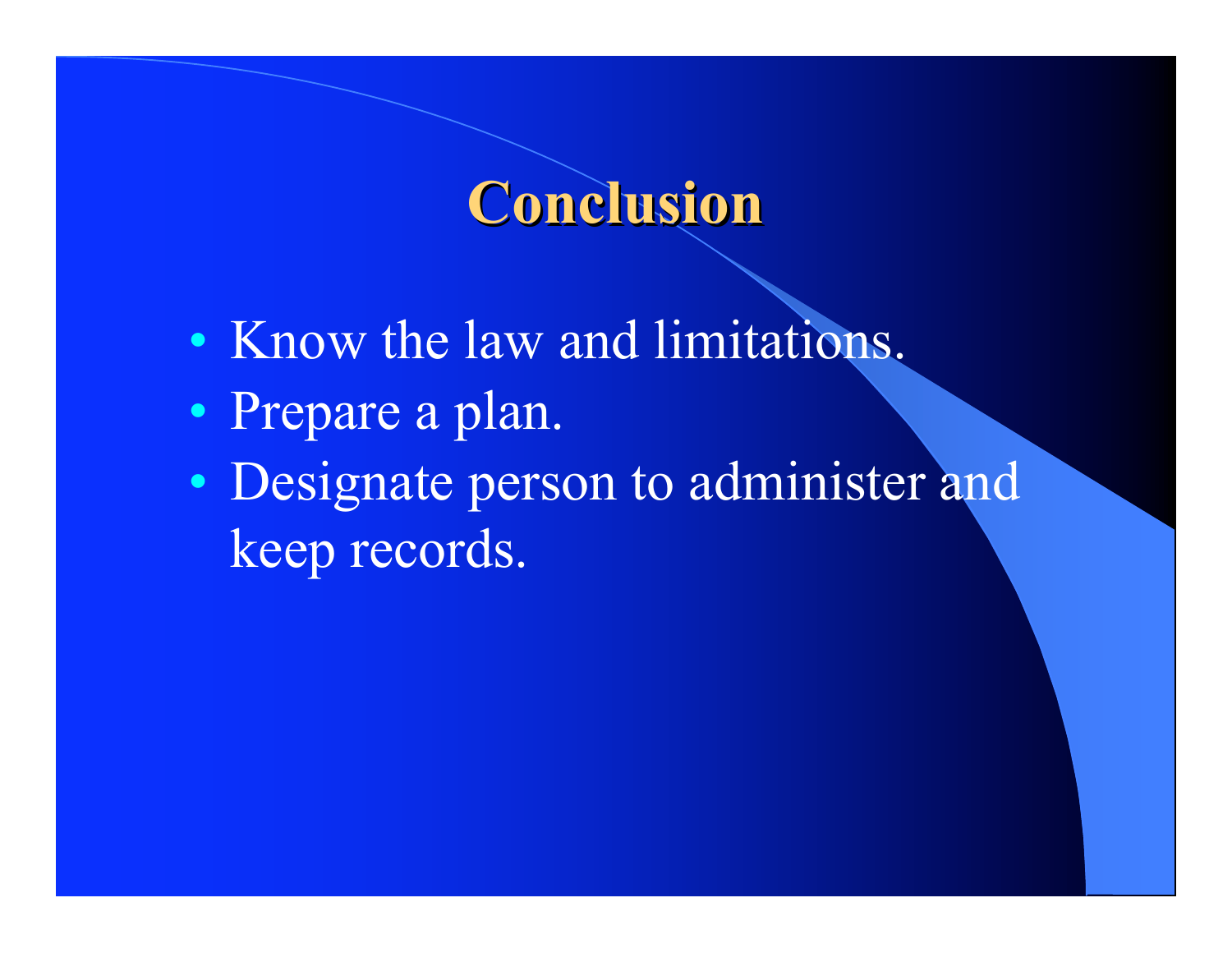# Conclusion

- Know the law and limitations.
- Prepare a plan.
- Designate person to administer and keep records.